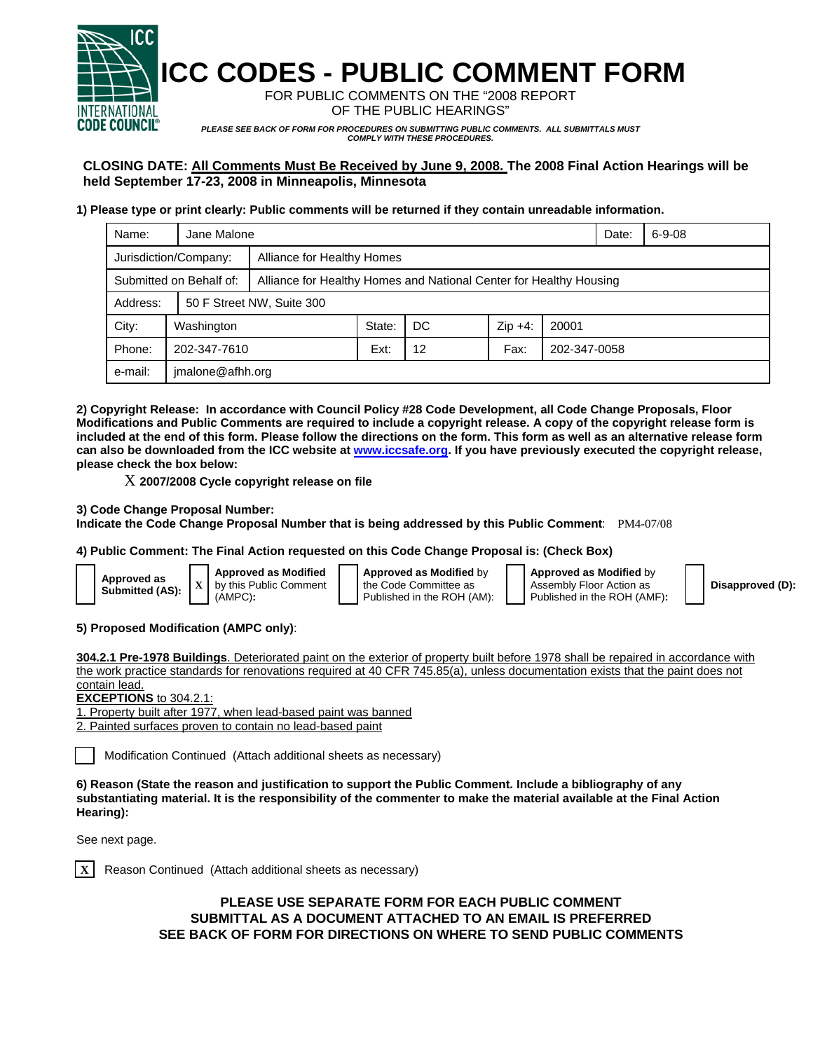# ICC CODES - PUBLIC COMMENT FORM

FOR PUBLIC COMMENTS ON THE "2008 REPORT OF THE PUBLIC HEARINGS"

*PLEASE SEE BACK OF FORM FOR PROCEDURES ON SUBMITTING PUBLIC COMMENTS. ALL SUBMITTALS MUST COMPLY WITH THESE PROCEDURES.*

**CLOSING DATE: All Comments Must Be Received by June 9, 2008. The 2008 Final Action Hearings will be held September 17-23, 2008 in Minneapolis, Minnesota**

**1) Please type or print clearly: Public comments will be returned if they contain unreadable information.**

| Name: | Jane Malone | | | | | Date: | 6-9-08 |
|---|---|---|---|---|---|---|---|
| Jurisdiction/Company: | Alliance for Healthy Homes | | | | | | |
| Submitted on Behalf of: | Alliance for Healthy Homes and National Center for Healthy Housing | | | | | | |
| Address: | 50 F Street NW, Suite 300 | | | | | | |
| City: | Washington | State: | DC | Zip +4: | 20001 | | |
| Phone: | 202-347-7610 | Ext: | 12 | Fax: | 202-347-0058 | | |
| e-mail: | jmalone@afhh.org | | | | | | |

**2) Copyright Release: In accordance with Council Policy #28 Code Development, all Code Change Proposals, Floor Modifications and Public Comments are required to include a copyright release. A copy of the copyright release form is included at the end of this form. Please follow the directions on the form. This form as well as an alternative release form can also be downloaded from the ICC website at www.iccsafe.org. If you have previously executed the copyright release, please check the box below:**

X **2007/2008 Cycle copyright release on file**

**3) Code Change Proposal Number:**
**Indicate the Code Change Proposal Number that is being addressed by this Public Comment**: PM4-07/08

**4) Public Comment: The Final Action requested on this Code Change Proposal is: (Check Box)**

- [ ] **Approved as Submitted (AS):**
- [X] **Approved as Modified** by this Public Comment (AMPC)**:**
- [ ] **Approved as Modified** by the Code Committee as Published in the ROH (AM):
- [ ] **Approved as Modified** by Assembly Floor Action as Published in the ROH (AMF)**:**
- [ ] **Disapproved (D):**

**5) Proposed Modification (AMPC only)**:

**304.2.1 Pre-1978 Buildings**. Deteriorated paint on the exterior of property built before 1978 shall be repaired in accordance with the work practice standards for renovations required at 40 CFR 745.85(a), unless documentation exists that the paint does not contain lead.

**EXCEPTIONS** to 304.2.1:

1. Property built after 1977, when lead-based paint was banned
2. Painted surfaces proven to contain no lead-based paint

[ ] Modification Continued (Attach additional sheets as necessary)

**6) Reason (State the reason and justification to support the Public Comment. Include a bibliography of any substantiating material. It is the responsibility of the commenter to make the material available at the Final Action Hearing):**

See next page.

[X] Reason Continued (Attach additional sheets as necessary)

**PLEASE USE SEPARATE FORM FOR EACH PUBLIC COMMENT**
**SUBMITTAL AS A DOCUMENT ATTACHED TO AN EMAIL IS PREFERRED**
**SEE BACK OF FORM FOR DIRECTIONS ON WHERE TO SEND PUBLIC COMMENTS**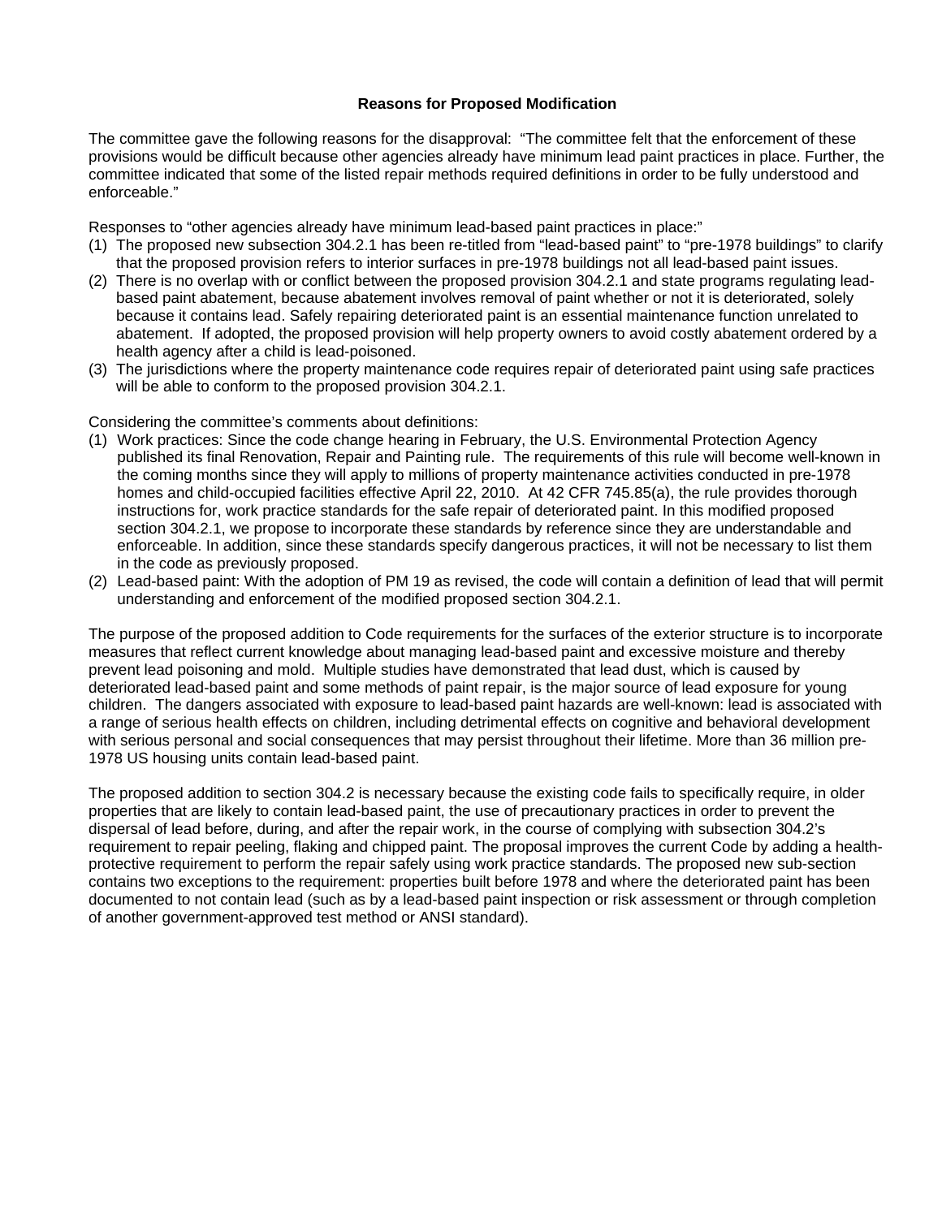**Reasons for Proposed Modification**

The committee gave the following reasons for the disapproval: "The committee felt that the enforcement of these provisions would be difficult because other agencies already have minimum lead paint practices in place. Further, the committee indicated that some of the listed repair methods required definitions in order to be fully understood and enforceable."

Responses to "other agencies already have minimum lead-based paint practices in place:"

(1) The proposed new subsection 304.2.1 has been re-titled from "lead-based paint" to "pre-1978 buildings" to clarify that the proposed provision refers to interior surfaces in pre-1978 buildings not all lead-based paint issues.

(2) There is no overlap with or conflict between the proposed provision 304.2.1 and state programs regulating lead-based paint abatement, because abatement involves removal of paint whether or not it is deteriorated, solely because it contains lead. Safely repairing deteriorated paint is an essential maintenance function unrelated to abatement. If adopted, the proposed provision will help property owners to avoid costly abatement ordered by a health agency after a child is lead-poisoned.

(3) The jurisdictions where the property maintenance code requires repair of deteriorated paint using safe practices will be able to conform to the proposed provision 304.2.1.

Considering the committee's comments about definitions:

(1) Work practices: Since the code change hearing in February, the U.S. Environmental Protection Agency published its final Renovation, Repair and Painting rule. The requirements of this rule will become well-known in the coming months since they will apply to millions of property maintenance activities conducted in pre-1978 homes and child-occupied facilities effective April 22, 2010. At 42 CFR 745.85(a), the rule provides thorough instructions for, work practice standards for the safe repair of deteriorated paint. In this modified proposed section 304.2.1, we propose to incorporate these standards by reference since they are understandable and enforceable. In addition, since these standards specify dangerous practices, it will not be necessary to list them in the code as previously proposed.

(2) Lead-based paint: With the adoption of PM 19 as revised, the code will contain a definition of lead that will permit understanding and enforcement of the modified proposed section 304.2.1.

The purpose of the proposed addition to Code requirements for the surfaces of the exterior structure is to incorporate measures that reflect current knowledge about managing lead-based paint and excessive moisture and thereby prevent lead poisoning and mold. Multiple studies have demonstrated that lead dust, which is caused by deteriorated lead-based paint and some methods of paint repair, is the major source of lead exposure for young children. The dangers associated with exposure to lead-based paint hazards are well-known: lead is associated with a range of serious health effects on children, including detrimental effects on cognitive and behavioral development with serious personal and social consequences that may persist throughout their lifetime. More than 36 million pre-1978 US housing units contain lead-based paint.

The proposed addition to section 304.2 is necessary because the existing code fails to specifically require, in older properties that are likely to contain lead-based paint, the use of precautionary practices in order to prevent the dispersal of lead before, during, and after the repair work, in the course of complying with subsection 304.2's requirement to repair peeling, flaking and chipped paint. The proposal improves the current Code by adding a health-protective requirement to perform the repair safely using work practice standards. The proposed new sub-section contains two exceptions to the requirement: properties built before 1978 and where the deteriorated paint has been documented to not contain lead (such as by a lead-based paint inspection or risk assessment or through completion of another government-approved test method or ANSI standard).